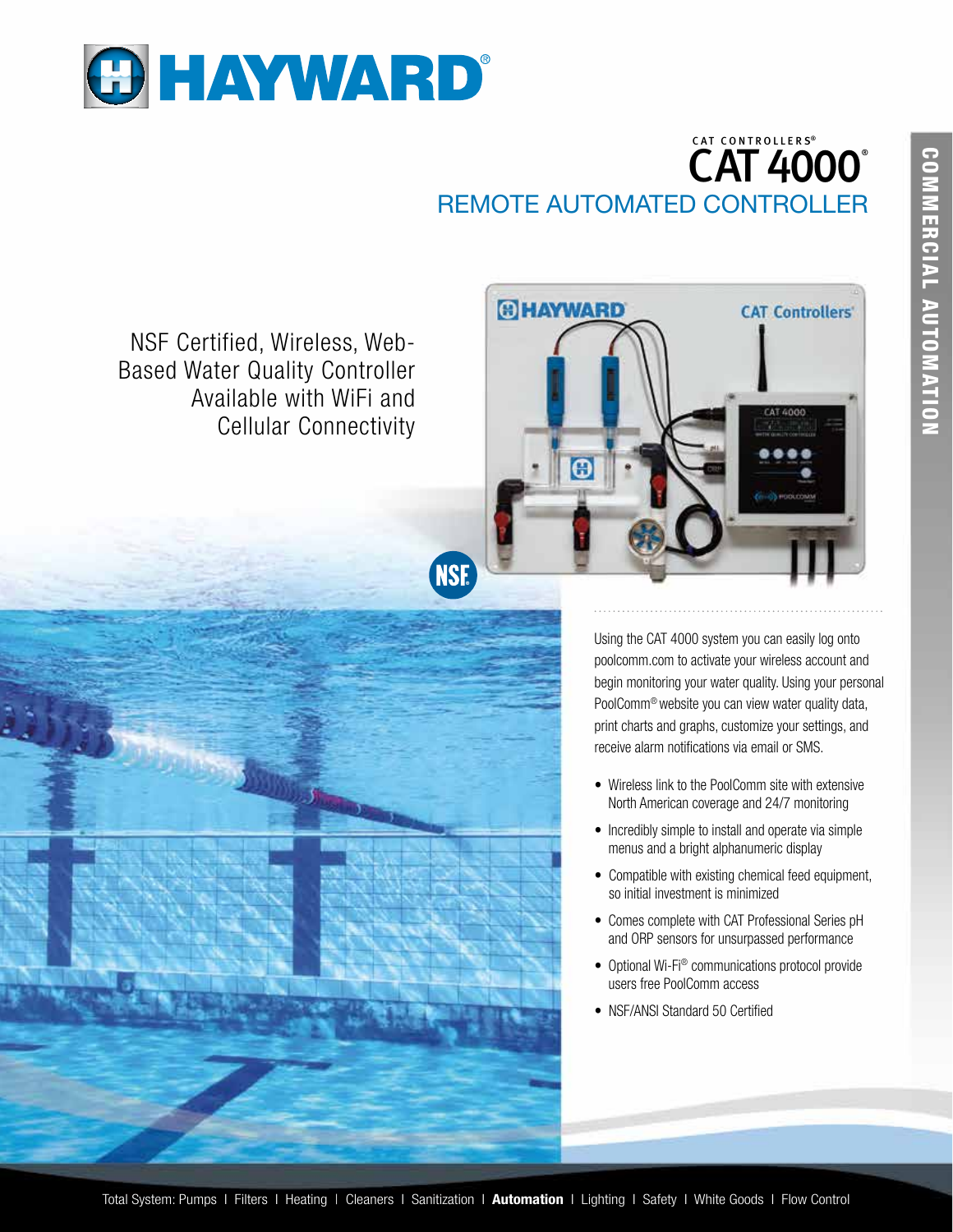# HAYWARD®

CAT CONTROLLERS®

# CAT 4000®

## REMOTE AUTOMATED CONTROLLER

COMMERCIAL AUTOMATION

NSF Certified, Wireless, Web-Based Water Quality Controller Available with WiFi and Cellular Connectivity

Using the CAT 4000 system you can easily log onto poolcomm.com to activate your wireless account and begin monitoring your water quality. Using your personal PoolComm® website you can view water quality data, print charts and graphs, customize your settings, and receive alarm notifications via email or SMS.

- Wireless link to the PoolComm site with extensive North American coverage and 24/7 monitoring
- Incredibly simple to install and operate via simple menus and a bright alphanumeric display
- Compatible with existing chemical feed equipment, so initial investment is minimized
- Comes complete with CAT Professional Series pH and ORP sensors for unsurpassed performance
- Optional Wi-Fi® communications protocol provide users free PoolComm access
- NSF/ANSI Standard 50 Certified

Total System: Pumps | Filters | Heating | Cleaners | Sanitization | **Automation** | Lighting | Safety | White Goods | Flow Control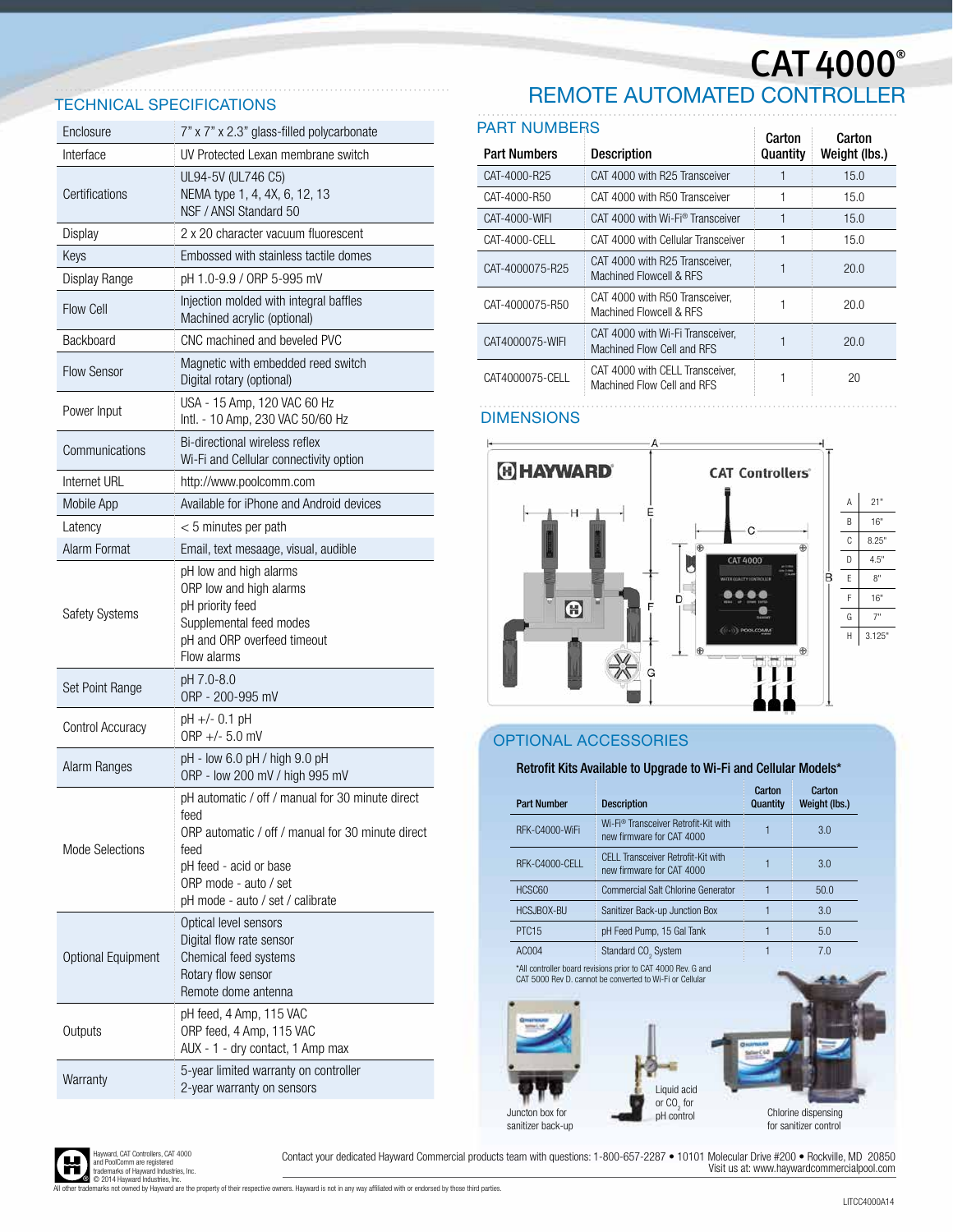# CAT 4000®

## REMOTE AUTOMATED CONTROLLER

## TECHNICAL SPECIFICATIONS

| | |
|---|---|
| Enclosure | 7" x 7" x 2.3" glass-filled polycarbonate |
| Interface | UV Protected Lexan membrane switch |
| Certifications | UL94-5V (UL746 C5)<br>NEMA type 1, 4, 4X, 6, 12, 13<br>NSF / ANSI Standard 50 |
| Display | 2 x 20 character vacuum fluorescent |
| Keys | Embossed with stainless tactile domes |
| Display Range | pH 1.0-9.9 / ORP 5-995 mV |
| Flow Cell | Injection molded with integral baffles<br>Machined acrylic (optional) |
| Backboard | CNC machined and beveled PVC |
| Flow Sensor | Magnetic with embedded reed switch<br>Digital rotary (optional) |
| Power Input | USA - 15 Amp, 120 VAC 60 Hz<br>Intl. - 10 Amp, 230 VAC 50/60 Hz |
| Communications | Bi-directional wireless reflex<br>Wi-Fi and Cellular connectivity option |
| Internet URL | http://www.poolcomm.com |
| Mobile App | Available for iPhone and Android devices |
| Latency | < 5 minutes per path |
| Alarm Format | Email, text mesaage, visual, audible |
| Safety Systems | pH low and high alarms<br>ORP low and high alarms<br>pH priority feed<br>Supplemental feed modes<br>pH and ORP overfeed timeout<br>Flow alarms |
| Set Point Range | pH 7.0-8.0<br>ORP - 200-995 mV |
| Control Accuracy | pH +/- 0.1 pH<br>ORP +/- 5.0 mV |
| Alarm Ranges | pH - low 6.0 pH / high 9.0 pH<br>ORP - low 200 mV / high 995 mV |
| Mode Selections | pH automatic / off / manual for 30 minute direct feed<br>ORP automatic / off / manual for 30 minute direct feed<br>pH feed - acid or base<br>ORP mode - auto / set<br>pH mode - auto / set / calibrate |
| Optional Equipment | Optical level sensors<br>Digital flow rate sensor<br>Chemical feed systems<br>Rotary flow sensor<br>Remote dome antenna |
| Outputs | pH feed, 4 Amp, 115 VAC<br>ORP feed, 4 Amp, 115 VAC<br>AUX - 1 - dry contact, 1 Amp max |
| Warranty | 5-year limited warranty on controller<br>2-year warranty on sensors |

## PART NUMBERS

| Part Numbers | Description | Carton Quantity | Carton Weight (lbs.) |
|---|---|---|---|
| CAT-4000-R25 | CAT 4000 with R25 Transceiver | 1 | 15.0 |
| CAT-4000-R50 | CAT 4000 with R50 Transceiver | 1 | 15.0 |
| CAT-4000-WIFI | CAT 4000 with Wi-Fi® Transceiver | 1 | 15.0 |
| CAT-4000-CELL | CAT 4000 with Cellular Transceiver | 1 | 15.0 |
| CAT-4000075-R25 | CAT 4000 with R25 Transceiver, Machined Flowcell & RFS | 1 | 20.0 |
| CAT-4000075-R50 | CAT 4000 with R50 Transceiver, Machined Flowcell & RFS | 1 | 20.0 |
| CAT4000075-WIFI | CAT 4000 with Wi-Fi Transceiver, Machined Flow Cell and RFS | 1 | 20.0 |
| CAT4000075-CELL | CAT 4000 with CELL Transceiver, Machined Flow Cell and RFS | 1 | 20 |

## DIMENSIONS

HAYWARD

CAT Controllers

| | |
|---|---|
| A | 21" |
| B | 16" |
| C | 8.25" |
| D | 4.5" |
| E | 8" |
| F | 16" |
| G | 7" |
| H | 3.125" |

## OPTIONAL ACCESSORIES

### Retrofit Kits Available to Upgrade to Wi-Fi and Cellular Models*

| Part Number | Description | Carton Quantity | Carton Weight (lbs.) |
|---|---|---|---|
| RFK-C4000-WiFi | Wi-Fi® Transceiver Retrofit-Kit with new firmware for CAT 4000 | 1 | 3.0 |
| RFK-C4000-CELL | CELL Transceiver Retrofit-Kit with new firmware for CAT 4000 | 1 | 3.0 |
| HCSC60 | Commercial Salt Chlorine Generator | 1 | 50.0 |
| HCSJBOX-BU | Sanitizer Back-up Junction Box | 1 | 3.0 |
| PTC15 | pH Feed Pump, 15 Gal Tank | 1 | 5.0 |
| AC004 | Standard $CO_2$ System | 1 | 7.0 |

*All controller board revisions prior to CAT 4000 Rev. G and CAT 5000 Rev D. cannot be converted to Wi-Fi or Cellular

Juncton box for sanitizer back-up

Liquid acid or $CO_2$ for pH control

Chlorine dispensing for sanitizer control

Hayward, CAT Controllers, CAT 4000 and PoolComm are registered trademarks of Hayward Industries, Inc.
© 2014 Hayward Industries, Inc.
All other trademarks not owned by Hayward are the property of their respective owners. Hayward is not in any way affiliated with or endorsed by those third parties.

Contact your dedicated Hayward Commercial products team with questions: 1-800-657-2287 • 10101 Molecular Drive #200 • Rockville, MD 20850
Visit us at: www.haywardcommercialpool.com

LITCC4000A14